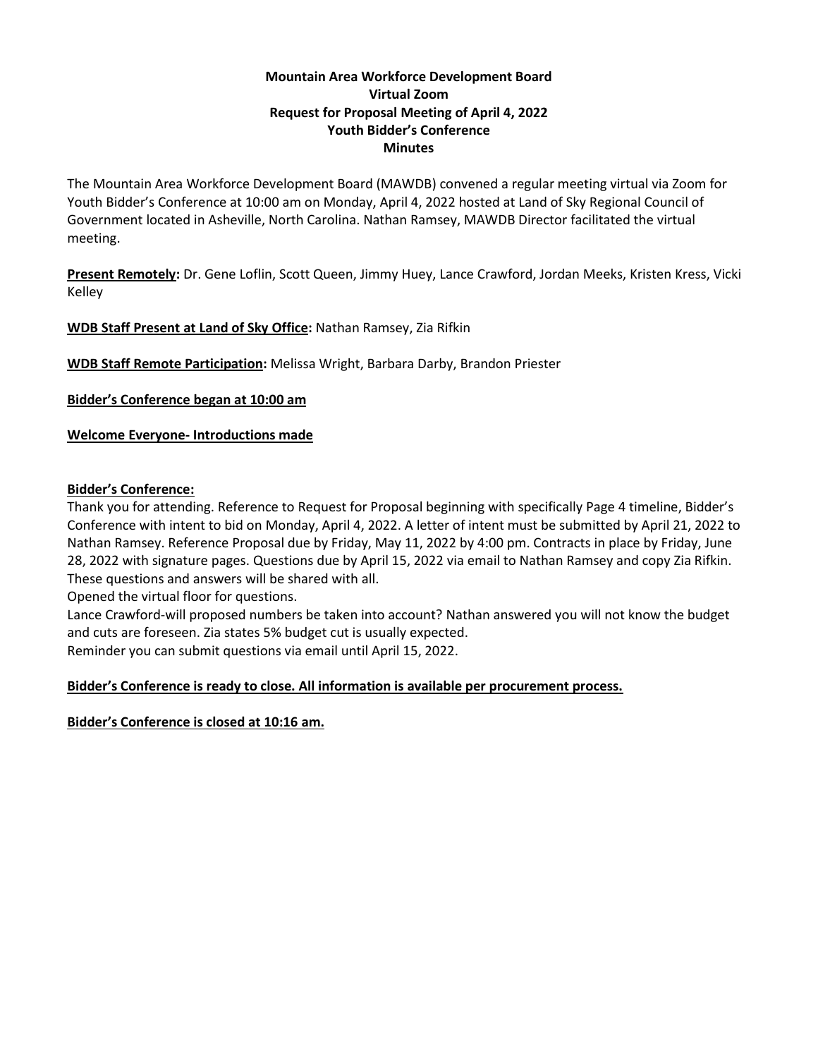# Mountain Area Workforce Development Board
## Virtual Zoom
## Request for Proposal Meeting of April 4, 2022
## Youth Bidder's Conference
## Minutes

The Mountain Area Workforce Development Board (MAWDB) convened a regular meeting virtual via Zoom for Youth Bidder's Conference at 10:00 am on Monday, April 4, 2022 hosted at Land of Sky Regional Council of Government located in Asheville, North Carolina. Nathan Ramsey, MAWDB Director facilitated the virtual meeting.

**<u>Present Remotely</u>:** Dr. Gene Loflin, Scott Queen, Jimmy Huey, Lance Crawford, Jordan Meeks, Kristen Kress, Vicki Kelley

**<u>WDB Staff Present at Land of Sky Office</u>:** Nathan Ramsey, Zia Rifkin

**<u>WDB Staff Remote Participation</u>:** Melissa Wright, Barbara Darby, Brandon Priester

**<u>Bidder's Conference began at 10:00 am</u>**

**<u>Welcome Everyone- Introductions made</u>**

**<u>Bidder's Conference:</u>**

Thank you for attending. Reference to Request for Proposal beginning with specifically Page 4 timeline, Bidder's Conference with intent to bid on Monday, April 4, 2022. A letter of intent must be submitted by April 21, 2022 to Nathan Ramsey. Reference Proposal due by Friday, May 11, 2022 by 4:00 pm. Contracts in place by Friday, June 28, 2022 with signature pages. Questions due by April 15, 2022 via email to Nathan Ramsey and copy Zia Rifkin. These questions and answers will be shared with all.

Opened the virtual floor for questions.

Lance Crawford-will proposed numbers be taken into account? Nathan answered you will not know the budget and cuts are foreseen. Zia states 5% budget cut is usually expected.

Reminder you can submit questions via email until April 15, 2022.

**<u>Bidder's Conference is ready to close. All information is available per procurement process.</u>**

**<u>Bidder's Conference is closed at 10:16 am.</u>**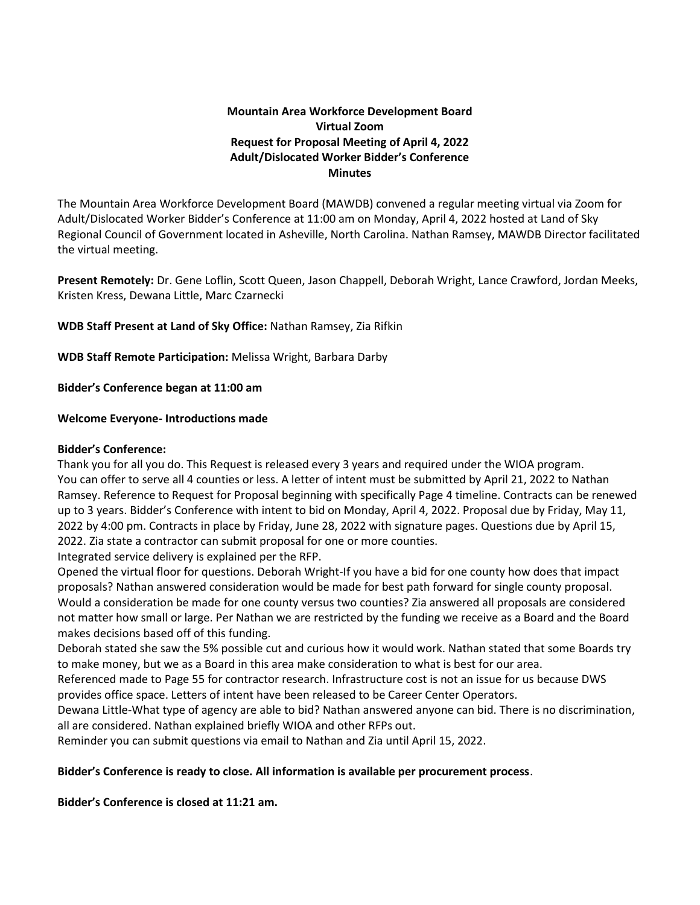**Mountain Area Workforce Development Board**
**Virtual Zoom**
**Request for Proposal Meeting of April 4, 2022**
**Adult/Dislocated Worker Bidder's Conference**
**Minutes**

The Mountain Area Workforce Development Board (MAWDB) convened a regular meeting virtual via Zoom for Adult/Dislocated Worker Bidder's Conference at 11:00 am on Monday, April 4, 2022 hosted at Land of Sky Regional Council of Government located in Asheville, North Carolina. Nathan Ramsey, MAWDB Director facilitated the virtual meeting.

**Present Remotely:** Dr. Gene Loflin, Scott Queen, Jason Chappell, Deborah Wright, Lance Crawford, Jordan Meeks, Kristen Kress, Dewana Little, Marc Czarnecki

**WDB Staff Present at Land of Sky Office:** Nathan Ramsey, Zia Rifkin

**WDB Staff Remote Participation:** Melissa Wright, Barbara Darby

**Bidder's Conference began at 11:00 am**

**Welcome Everyone- Introductions made**

**Bidder's Conference:**

Thank you for all you do. This Request is released every 3 years and required under the WIOA program. You can offer to serve all 4 counties or less. A letter of intent must be submitted by April 21, 2022 to Nathan Ramsey. Reference to Request for Proposal beginning with specifically Page 4 timeline. Contracts can be renewed up to 3 years. Bidder's Conference with intent to bid on Monday, April 4, 2022. Proposal due by Friday, May 11, 2022 by 4:00 pm. Contracts in place by Friday, June 28, 2022 with signature pages. Questions due by April 15, 2022. Zia state a contractor can submit proposal for one or more counties.

Integrated service delivery is explained per the RFP.

Opened the virtual floor for questions. Deborah Wright-If you have a bid for one county how does that impact proposals? Nathan answered consideration would be made for best path forward for single county proposal. Would a consideration be made for one county versus two counties? Zia answered all proposals are considered not matter how small or large. Per Nathan we are restricted by the funding we receive as a Board and the Board makes decisions based off of this funding.

Deborah stated she saw the 5% possible cut and curious how it would work. Nathan stated that some Boards try to make money, but we as a Board in this area make consideration to what is best for our area.

Referenced made to Page 55 for contractor research. Infrastructure cost is not an issue for us because DWS provides office space. Letters of intent have been released to be Career Center Operators.

Dewana Little-What type of agency are able to bid? Nathan answered anyone can bid. There is no discrimination, all are considered. Nathan explained briefly WIOA and other RFPs out.

Reminder you can submit questions via email to Nathan and Zia until April 15, 2022.

**Bidder's Conference is ready to close. All information is available per procurement process**.

**Bidder's Conference is closed at 11:21 am.**